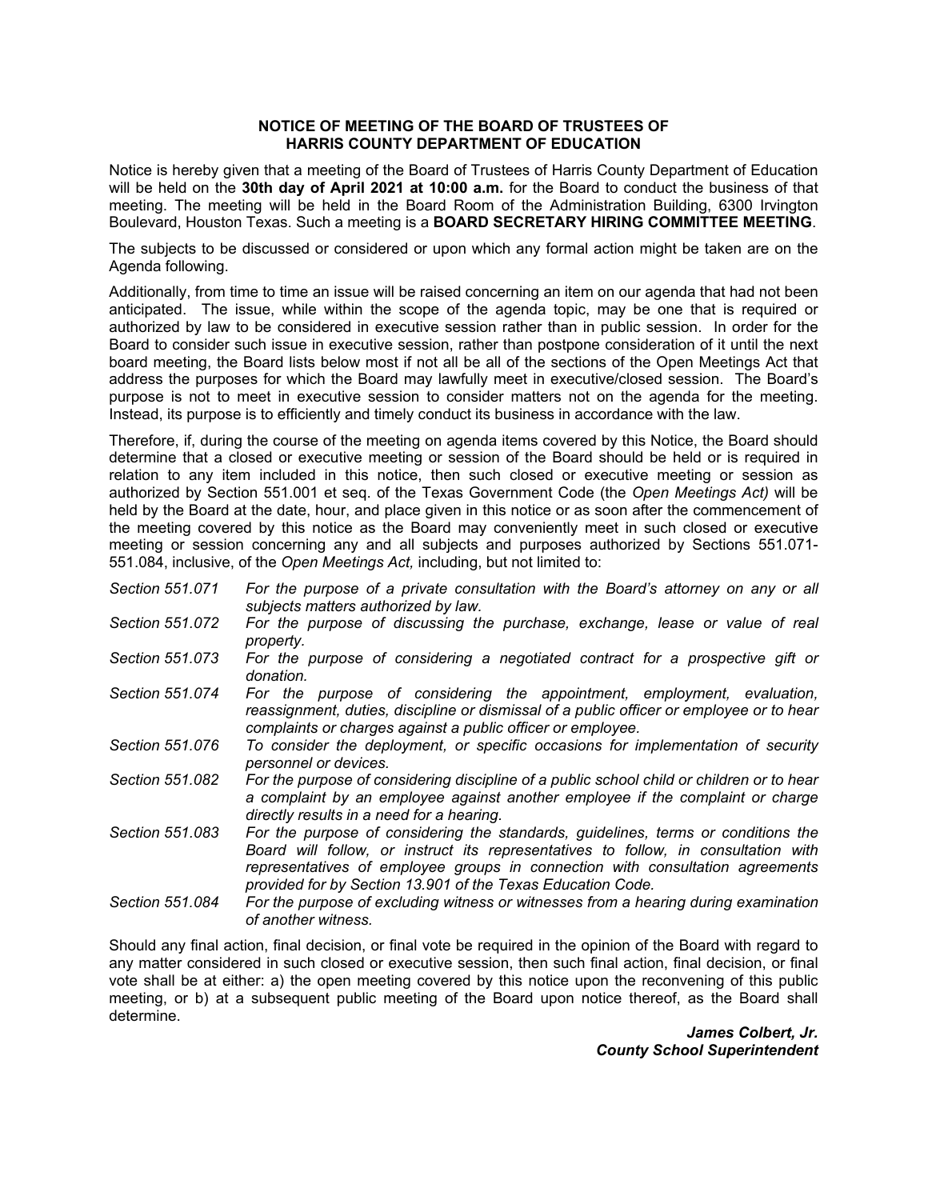**NOTICE OF MEETING OF THE BOARD OF TRUSTEES OF**
**HARRIS COUNTY DEPARTMENT OF EDUCATION**

Notice is hereby given that a meeting of the Board of Trustees of Harris County Department of Education will be held on the **30th day of April 2021 at 10:00 a.m.** for the Board to conduct the business of that meeting. The meeting will be held in the Board Room of the Administration Building, 6300 Irvington Boulevard, Houston Texas. Such a meeting is a **BOARD SECRETARY HIRING COMMITTEE MEETING**.

The subjects to be discussed or considered or upon which any formal action might be taken are on the Agenda following.

Additionally, from time to time an issue will be raised concerning an item on our agenda that had not been anticipated. The issue, while within the scope of the agenda topic, may be one that is required or authorized by law to be considered in executive session rather than in public session. In order for the Board to consider such issue in executive session, rather than postpone consideration of it until the next board meeting, the Board lists below most if not all be all of the sections of the Open Meetings Act that address the purposes for which the Board may lawfully meet in executive/closed session. The Board's purpose is not to meet in executive session to consider matters not on the agenda for the meeting. Instead, its purpose is to efficiently and timely conduct its business in accordance with the law.

Therefore, if, during the course of the meeting on agenda items covered by this Notice, the Board should determine that a closed or executive meeting or session of the Board should be held or is required in relation to any item included in this notice, then such closed or executive meeting or session as authorized by Section 551.001 et seq. of the Texas Government Code (the *Open Meetings Act)* will be held by the Board at the date, hour, and place given in this notice or as soon after the commencement of the meeting covered by this notice as the Board may conveniently meet in such closed or executive meeting or session concerning any and all subjects and purposes authorized by Sections 551.071-551.084, inclusive, of the *Open Meetings Act,* including, but not limited to:

| | |
|---|---|
| *Section 551.071* | *For the purpose of a private consultation with the Board's attorney on any or all subjects matters authorized by law.* |
| *Section 551.072* | *For the purpose of discussing the purchase, exchange, lease or value of real property.* |
| *Section 551.073* | *For the purpose of considering a negotiated contract for a prospective gift or donation.* |
| *Section 551.074* | *For the purpose of considering the appointment, employment, evaluation, reassignment, duties, discipline or dismissal of a public officer or employee or to hear complaints or charges against a public officer or employee.* |
| *Section 551.076* | *To consider the deployment, or specific occasions for implementation of security personnel or devices.* |
| *Section 551.082* | *For the purpose of considering discipline of a public school child or children or to hear a complaint by an employee against another employee if the complaint or charge directly results in a need for a hearing.* |
| *Section 551.083* | *For the purpose of considering the standards, guidelines, terms or conditions the Board will follow, or instruct its representatives to follow, in consultation with representatives of employee groups in connection with consultation agreements provided for by Section 13.901 of the Texas Education Code.* |
| *Section 551.084* | *For the purpose of excluding witness or witnesses from a hearing during examination of another witness.* |

Should any final action, final decision, or final vote be required in the opinion of the Board with regard to any matter considered in such closed or executive session, then such final action, final decision, or final vote shall be at either: a) the open meeting covered by this notice upon the reconvening of this public meeting, or b) at a subsequent public meeting of the Board upon notice thereof, as the Board shall determine.

***James Colbert, Jr.***
***County School Superintendent***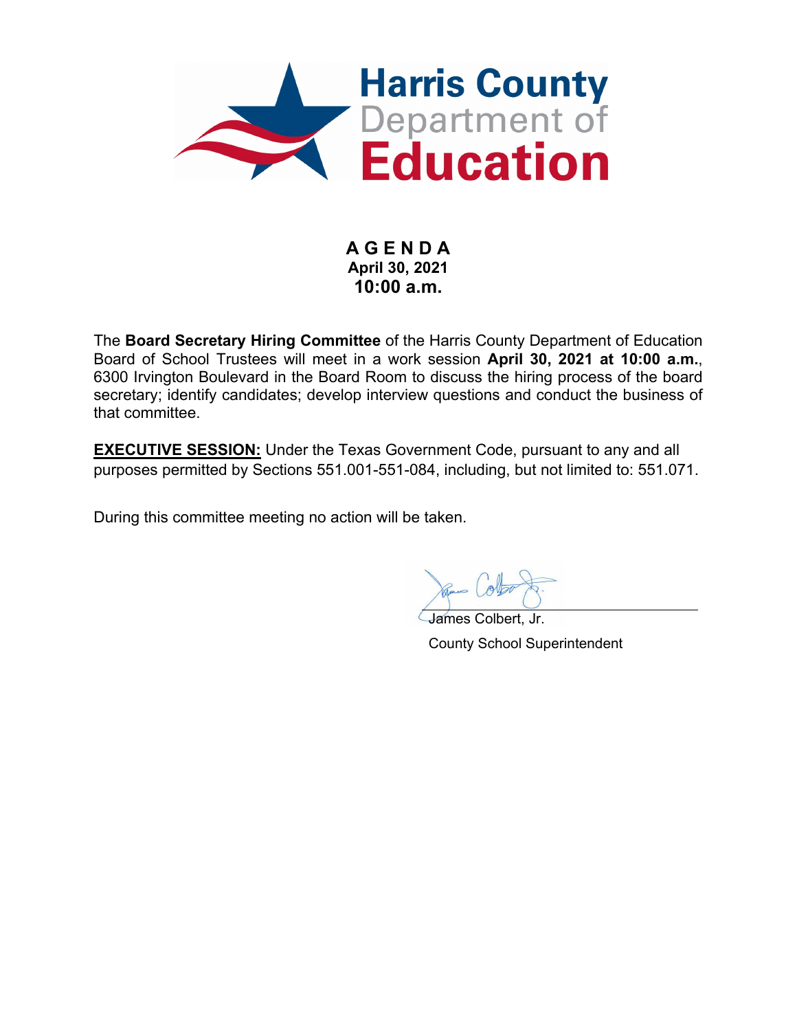Harris County
Department of
Education

**A G E N D A**
**April 30, 2021**
**10:00 a.m.**

The **Board Secretary Hiring Committee** of the Harris County Department of Education Board of School Trustees will meet in a work session **April 30, 2021 at 10:00 a.m.**, 6300 Irvington Boulevard in the Board Room to discuss the hiring process of the board secretary; identify candidates; develop interview questions and conduct the business of that committee.

**EXECUTIVE SESSION:** Under the Texas Government Code, pursuant to any and all purposes permitted by Sections 551.001-551-084, including, but not limited to: 551.071.

During this committee meeting no action will be taken.

James Colbert, Jr.
County School Superintendent